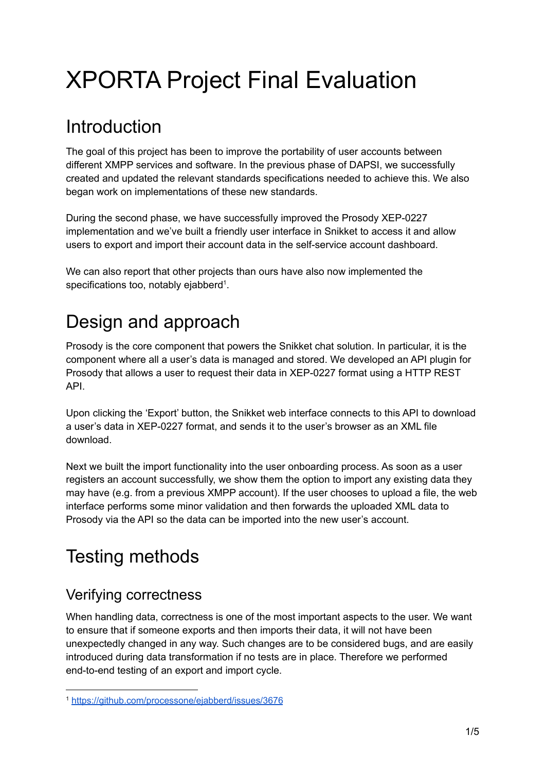# XPORTA Project Final Evaluation

## Introduction

The goal of this project has been to improve the portability of user accounts between different XMPP services and software. In the previous phase of DAPSI, we successfully created and updated the relevant standards specifications needed to achieve this. We also began work on implementations of these new standards.

During the second phase, we have successfully improved the Prosody XEP-0227 implementation and we've built a friendly user interface in Snikket to access it and allow users to export and import their account data in the self-service account dashboard.

We can also report that other projects than ours have also now implemented the specifications too, notably ejabberd[1].

## Design and approach

Prosody is the core component that powers the Snikket chat solution. In particular, it is the component where all a user's data is managed and stored. We developed an API plugin for Prosody that allows a user to request their data in XEP-0227 format using a HTTP REST API.

Upon clicking the 'Export' button, the Snikket web interface connects to this API to download a user's data in XEP-0227 format, and sends it to the user's browser as an XML file download.

Next we built the import functionality into the user onboarding process. As soon as a user registers an account successfully, we show them the option to import any existing data they may have (e.g. from a previous XMPP account). If the user chooses to upload a file, the web interface performs some minor validation and then forwards the uploaded XML data to Prosody via the API so the data can be imported into the new user's account.

## Testing methods

### Verifying correctness

When handling data, correctness is one of the most important aspects to the user. We want to ensure that if someone exports and then imports their data, it will not have been unexpectedly changed in any way. Such changes are to be considered bugs, and are easily introduced during data transformation if no tests are in place. Therefore we performed end-to-end testing of an export and import cycle.

---

[1] https://github.com/processone/ejabberd/issues/3676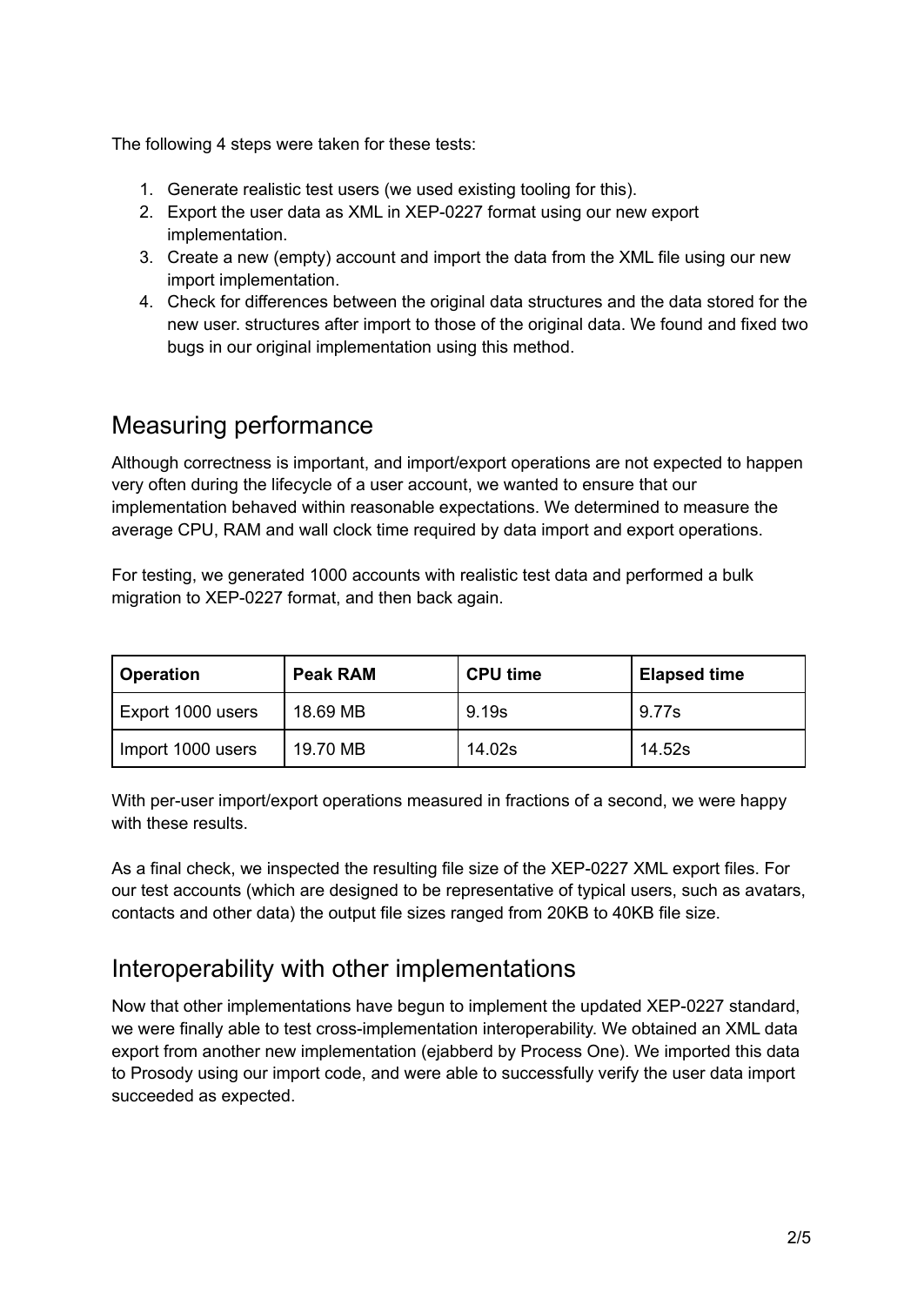The following 4 steps were taken for these tests:

1. Generate realistic test users (we used existing tooling for this).
2. Export the user data as XML in XEP-0227 format using our new export implementation.
3. Create a new (empty) account and import the data from the XML file using our new import implementation.
4. Check for differences between the original data structures and the data stored for the new user. structures after import to those of the original data. We found and fixed two bugs in our original implementation using this method.

## Measuring performance

Although correctness is important, and import/export operations are not expected to happen very often during the lifecycle of a user account, we wanted to ensure that our implementation behaved within reasonable expectations. We determined to measure the average CPU, RAM and wall clock time required by data import and export operations.

For testing, we generated 1000 accounts with realistic test data and performed a bulk migration to XEP-0227 format, and then back again.

| **Operation** | **Peak RAM** | **CPU time** | **Elapsed time** |
|---|---|---|---|
| Export 1000 users | 18.69 MB | 9.19s | 9.77s |
| Import 1000 users | 19.70 MB | 14.02s | 14.52s |

With per-user import/export operations measured in fractions of a second, we were happy with these results.

As a final check, we inspected the resulting file size of the XEP-0227 XML export files. For our test accounts (which are designed to be representative of typical users, such as avatars, contacts and other data) the output file sizes ranged from 20KB to 40KB file size.

## Interoperability with other implementations

Now that other implementations have begun to implement the updated XEP-0227 standard, we were finally able to test cross-implementation interoperability. We obtained an XML data export from another new implementation (ejabberd by Process One). We imported this data to Prosody using our import code, and were able to successfully verify the user data import succeeded as expected.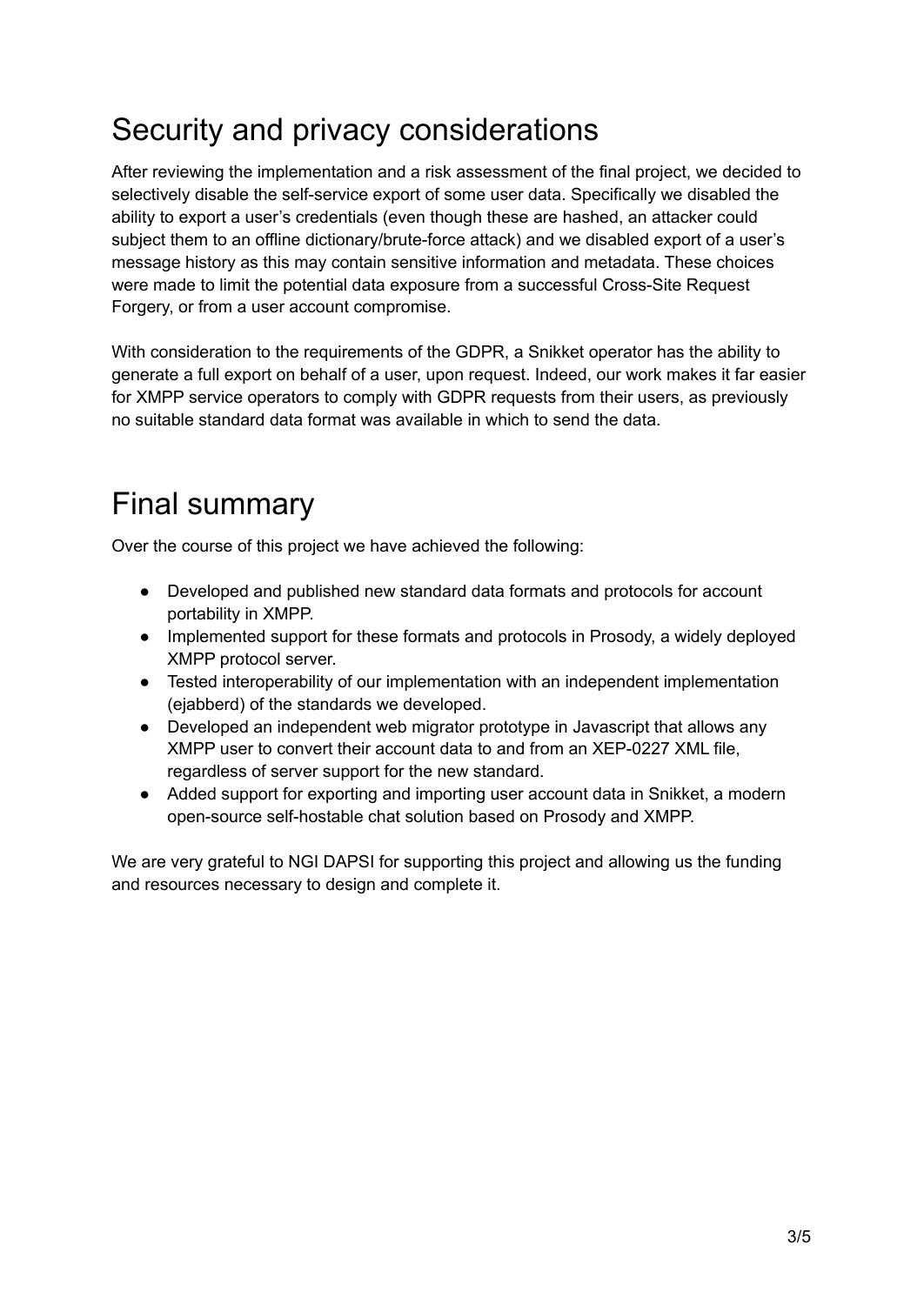## Security and privacy considerations

After reviewing the implementation and a risk assessment of the final project, we decided to selectively disable the self-service export of some user data. Specifically we disabled the ability to export a user's credentials (even though these are hashed, an attacker could subject them to an offline dictionary/brute-force attack) and we disabled export of a user's message history as this may contain sensitive information and metadata. These choices were made to limit the potential data exposure from a successful Cross-Site Request Forgery, or from a user account compromise.

With consideration to the requirements of the GDPR, a Snikket operator has the ability to generate a full export on behalf of a user, upon request. Indeed, our work makes it far easier for XMPP service operators to comply with GDPR requests from their users, as previously no suitable standard data format was available in which to send the data.

## Final summary

Over the course of this project we have achieved the following:

- Developed and published new standard data formats and protocols for account portability in XMPP.
- Implemented support for these formats and protocols in Prosody, a widely deployed XMPP protocol server.
- Tested interoperability of our implementation with an independent implementation (ejabberd) of the standards we developed.
- Developed an independent web migrator prototype in Javascript that allows any XMPP user to convert their account data to and from an XEP-0227 XML file, regardless of server support for the new standard.
- Added support for exporting and importing user account data in Snikket, a modern open-source self-hostable chat solution based on Prosody and XMPP.

We are very grateful to NGI DAPSI for supporting this project and allowing us the funding and resources necessary to design and complete it.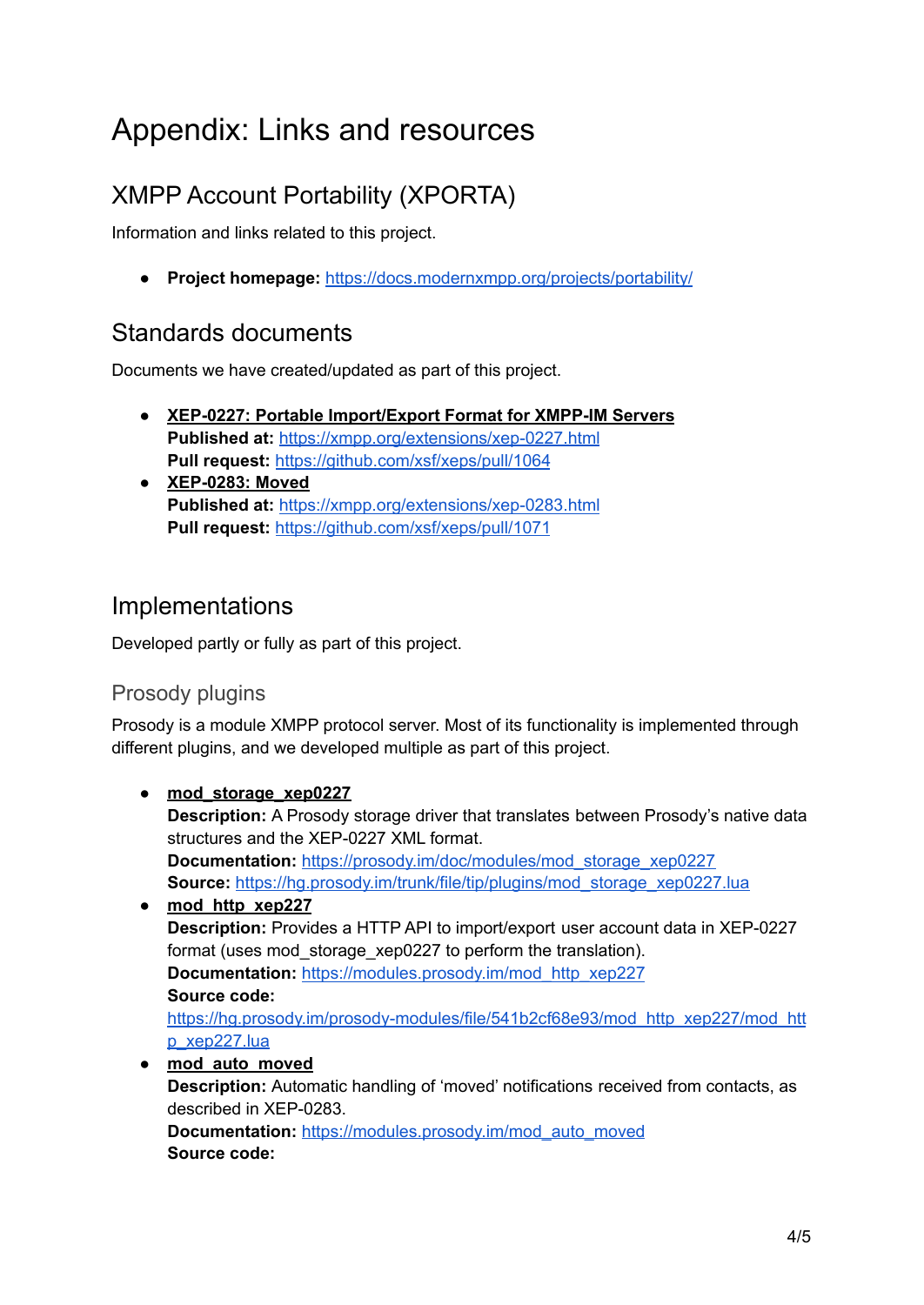# Appendix: Links and resources

## XMPP Account Portability (XPORTA)

Information and links related to this project.

- **Project homepage:** https://docs.modernxmpp.org/projects/portability/

## Standards documents

Documents we have created/updated as part of this project.

- **XEP-0227: Portable Import/Export Format for XMPP-IM Servers**
  **Published at:** https://xmpp.org/extensions/xep-0227.html
  **Pull request:** https://github.com/xsf/xeps/pull/1064
- **XEP-0283: Moved**
  **Published at:** https://xmpp.org/extensions/xep-0283.html
  **Pull request:** https://github.com/xsf/xeps/pull/1071

## Implementations

Developed partly or fully as part of this project.

### Prosody plugins

Prosody is a module XMPP protocol server. Most of its functionality is implemented through different plugins, and we developed multiple as part of this project.

- **mod_storage_xep0227**
  **Description:** A Prosody storage driver that translates between Prosody's native data structures and the XEP-0227 XML format.
  **Documentation:** https://prosody.im/doc/modules/mod_storage_xep0227
  **Source:** https://hg.prosody.im/trunk/file/tip/plugins/mod_storage_xep0227.lua
- **mod_http_xep227**
  **Description:** Provides a HTTP API to import/export user account data in XEP-0227 format (uses mod_storage_xep0227 to perform the translation).
  **Documentation:** https://modules.prosody.im/mod_http_xep227
  **Source code:**
  https://hg.prosody.im/prosody-modules/file/541b2cf68e93/mod_http_xep227/mod_http_xep227.lua
- **mod_auto_moved**
  **Description:** Automatic handling of 'moved' notifications received from contacts, as described in XEP-0283.
  **Documentation:** https://modules.prosody.im/mod_auto_moved
  **Source code:**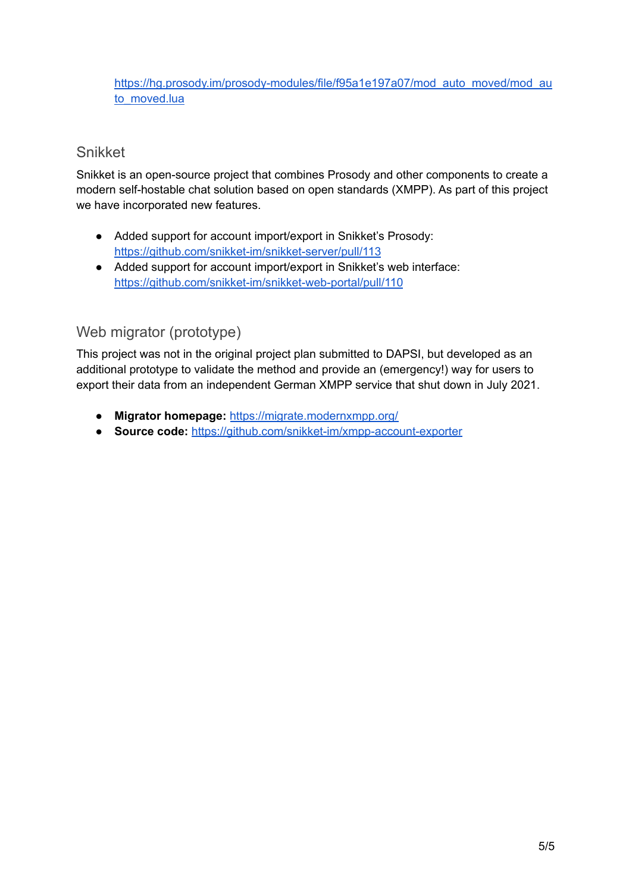https://hg.prosody.im/prosody-modules/file/f95a1e197a07/mod_auto_moved/mod_auto_moved.lua

## Snikket

Snikket is an open-source project that combines Prosody and other components to create a modern self-hostable chat solution based on open standards (XMPP). As part of this project we have incorporated new features.

- Added support for account import/export in Snikket's Prosody: https://github.com/snikket-im/snikket-server/pull/113
- Added support for account import/export in Snikket's web interface: https://github.com/snikket-im/snikket-web-portal/pull/110

## Web migrator (prototype)

This project was not in the original project plan submitted to DAPSI, but developed as an additional prototype to validate the method and provide an (emergency!) way for users to export their data from an independent German XMPP service that shut down in July 2021.

- **Migrator homepage:** https://migrate.modernxmpp.org/
- **Source code:** https://github.com/snikket-im/xmpp-account-exporter